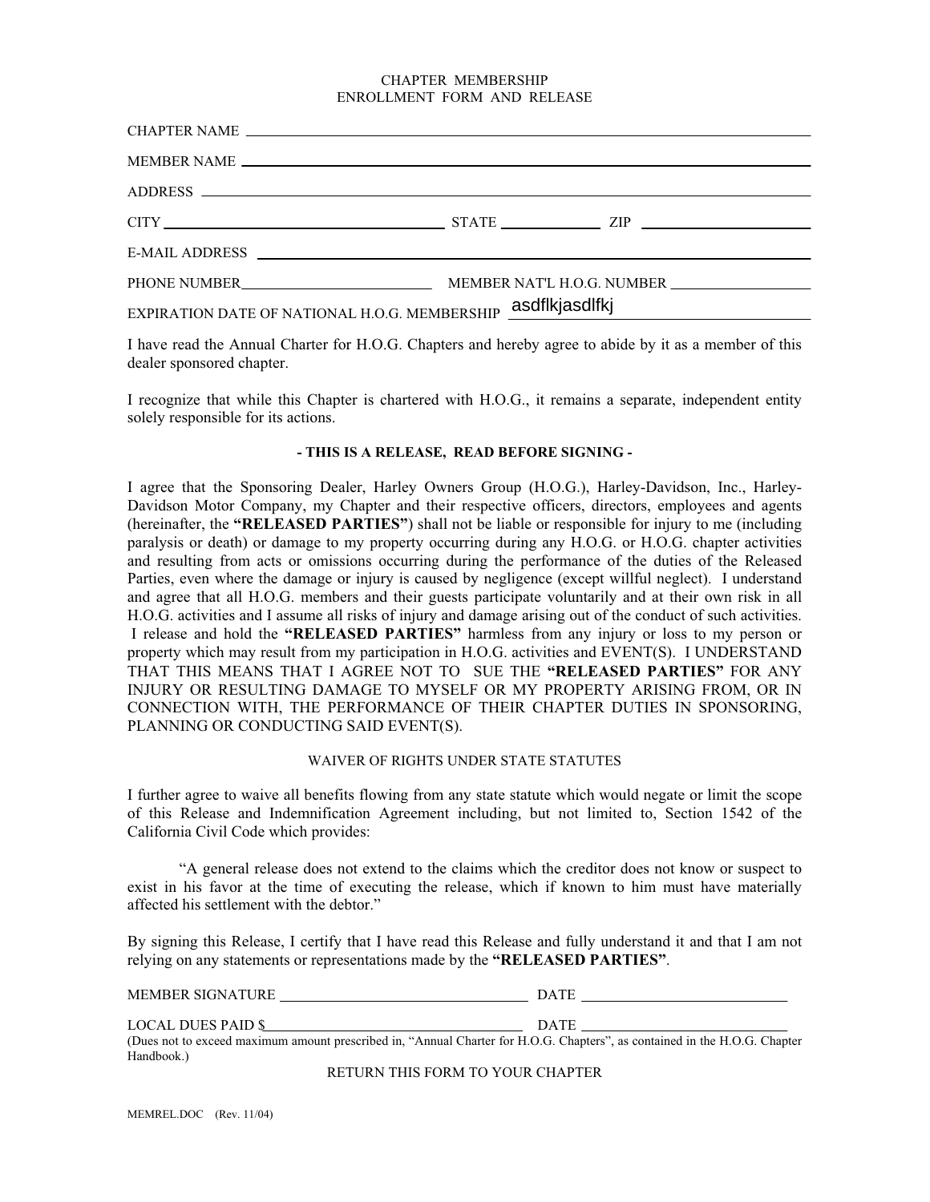# CHAPTER MEMBERSHIP
# ENROLLMENT FORM AND RELEASE

CHAPTER NAME ____________________________________________

MEMBER NAME ____________________________________________

ADDRESS ____________________________________________

CITY ______________________ STATE __________ ZIP ______________

E-MAIL ADDRESS ____________________________________________

PHONE NUMBER ______________________ MEMBER NAT'L H.O.G. NUMBER ______________

EXPIRATION DATE OF NATIONAL H.O.G. MEMBERSHIP asdflkjasdlfkj

I have read the Annual Charter for H.O.G. Chapters and hereby agree to abide by it as a member of this dealer sponsored chapter.

I recognize that while this Chapter is chartered with H.O.G., it remains a separate, independent entity solely responsible for its actions.

**- THIS IS A RELEASE, READ BEFORE SIGNING -**

I agree that the Sponsoring Dealer, Harley Owners Group (H.O.G.), Harley-Davidson, Inc., Harley-Davidson Motor Company, my Chapter and their respective officers, directors, employees and agents (hereinafter, the **"RELEASED PARTIES"**) shall not be liable or responsible for injury to me (including paralysis or death) or damage to my property occurring during any H.O.G. or H.O.G. chapter activities and resulting from acts or omissions occurring during the performance of the duties of the Released Parties, even where the damage or injury is caused by negligence (except willful neglect). I understand and agree that all H.O.G. members and their guests participate voluntarily and at their own risk in all H.O.G. activities and I assume all risks of injury and damage arising out of the conduct of such activities. I release and hold the **"RELEASED PARTIES"** harmless from any injury or loss to my person or property which may result from my participation in H.O.G. activities and EVENT(S). I UNDERSTAND THAT THIS MEANS THAT I AGREE NOT TO SUE THE **"RELEASED PARTIES"** FOR ANY INJURY OR RESULTING DAMAGE TO MYSELF OR MY PROPERTY ARISING FROM, OR IN CONNECTION WITH, THE PERFORMANCE OF THEIR CHAPTER DUTIES IN SPONSORING, PLANNING OR CONDUCTING SAID EVENT(S).

WAIVER OF RIGHTS UNDER STATE STATUTES

I further agree to waive all benefits flowing from any state statute which would negate or limit the scope of this Release and Indemnification Agreement including, but not limited to, Section 1542 of the California Civil Code which provides:

"A general release does not extend to the claims which the creditor does not know or suspect to exist in his favor at the time of executing the release, which if known to him must have materially affected his settlement with the debtor."

By signing this Release, I certify that I have read this Release and fully understand it and that I am not relying on any statements or representations made by the **"RELEASED PARTIES"**.

MEMBER SIGNATURE ______________________ DATE ______________________

LOCAL DUES PAID $______________________ DATE ______________________

(Dues not to exceed maximum amount prescribed in, "Annual Charter for H.O.G. Chapters", as contained in the H.O.G. Chapter Handbook.)

RETURN THIS FORM TO YOUR CHAPTER

MEMREL.DOC (Rev. 11/04)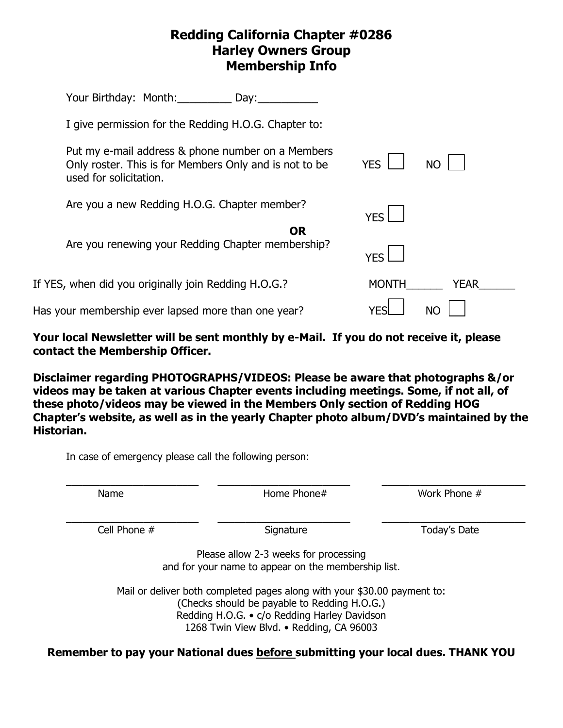# Redding California Chapter #0286
# Harley Owners Group
# Membership Info

Your Birthday: Month:_________ Day:__________

I give permission for the Redding H.O.G. Chapter to:

Put my e-mail address & phone number on a Members Only roster. This is for Members Only and is not to be used for solicitation. YES ☐ NO ☐

Are you a new Redding H.O.G. Chapter member? YES ☐

**OR**

Are you renewing your Redding Chapter membership? YES ☐

If YES, when did you originally join Redding H.O.G.? MONTH______ YEAR______

Has your membership ever lapsed more than one year? YES ☐ NO ☐

**Your local Newsletter will be sent monthly by e-Mail. If you do not receive it, please contact the Membership Officer.**

**Disclaimer regarding PHOTOGRAPHS/VIDEOS: Please be aware that photographs &/or videos may be taken at various Chapter events including meetings. Some, if not all, of these photo/videos may be viewed in the Members Only section of Redding HOG Chapter's website, as well as in the yearly Chapter photo album/DVD's maintained by the Historian.**

In case of emergency please call the following person:

| | | |
|---|---|---|
| ________________________ | ________________________ | ________________________ |
| Name | Home Phone# | Work Phone # |
| ________________________ | ________________________ | ________________________ |
| Cell Phone # | Signature | Today's Date |

Please allow 2-3 weeks for processing
and for your name to appear on the membership list.

Mail or deliver both completed pages along with your $30.00 payment to:
(Checks should be payable to Redding H.O.G.)
Redding H.O.G. • c/o Redding Harley Davidson
1268 Twin View Blvd. • Redding, CA 96003

**Remember to pay your National dues <u>before</u> submitting your local dues. THANK YOU**